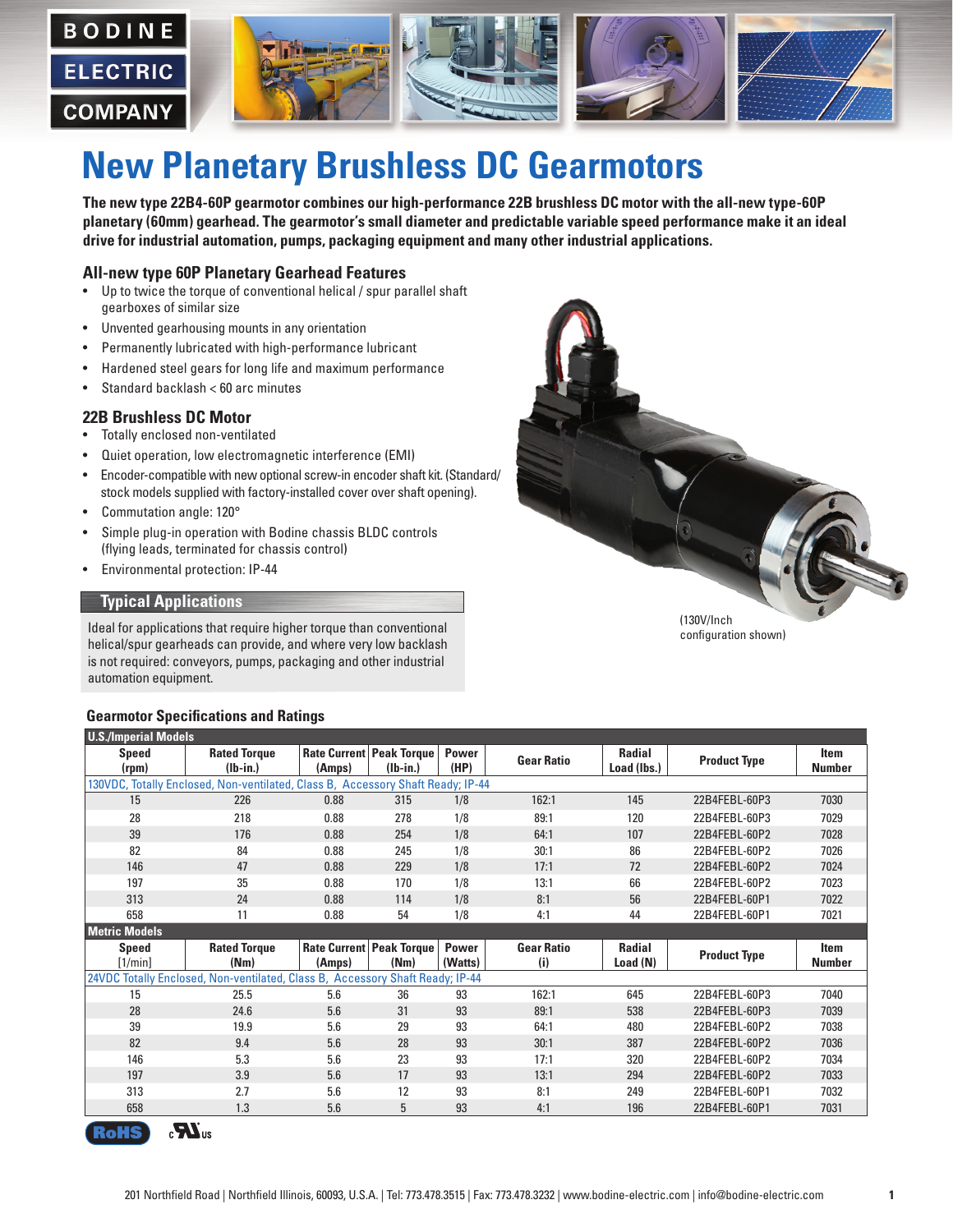# New Planetary Brushless DC Gearmotors

**The new type 22B4-60P gearmotor combines our high-performance 22B brushless DC motor with the all-new type-60P planetary (60mm) gearhead. The gearmotor's small diameter and predictable variable speed performance make it an ideal drive for industrial automation, pumps, packaging equipment and many other industrial applications.**

### All-new type 60P Planetary Gearhead Features

- Up to twice the torque of conventional helical / spur parallel shaft gearboxes of similar size
- Unvented gearhousing mounts in any orientation
- Permanently lubricated with high-performance lubricant
- Hardened steel gears for long life and maximum performance
- Standard backlash < 60 arc minutes

### 22B Brushless DC Motor

- Totally enclosed non-ventilated
- Quiet operation, low electromagnetic interference (EMI)
- Encoder-compatible with new optional screw-in encoder shaft kit. (Standard/stock models supplied with factory-installed cover over shaft opening).
- Commutation angle: 120°
- Simple plug-in operation with Bodine chassis BLDC controls (flying leads, terminated for chassis control)
- Environmental protection: IP-44

### Typical Applications

Ideal for applications that require higher torque than conventional helical/spur gearheads can provide, and where very low backlash is not required: conveyors, pumps, packaging and other industrial automation equipment.

(130V/Inch configuration shown)

### Gearmotor Specifications and Ratings

**U.S./Imperial Models**

| Speed (rpm) | Rated Torque (lb-in.) | Rate Current (Amps) | Peak Torque (lb-in.) | Power (HP) | Gear Ratio | Radial Load (lbs.) | Product Type | Item Number |
|---|---|---|---|---|---|---|---|---|
| 130VDC, Totally Enclosed, Non-ventilated, Class B, Accessory Shaft Ready; IP-44 | | | | | | | | |
| 15 | 226 | 0.88 | 315 | 1/8 | 162:1 | 145 | 22B4FEBL-60P3 | 7030 |
| 28 | 218 | 0.88 | 278 | 1/8 | 89:1 | 120 | 22B4FEBL-60P3 | 7029 |
| 39 | 176 | 0.88 | 254 | 1/8 | 64:1 | 107 | 22B4FEBL-60P2 | 7028 |
| 82 | 84 | 0.88 | 245 | 1/8 | 30:1 | 86 | 22B4FEBL-60P2 | 7026 |
| 146 | 47 | 0.88 | 229 | 1/8 | 17:1 | 72 | 22B4FEBL-60P2 | 7024 |
| 197 | 35 | 0.88 | 170 | 1/8 | 13:1 | 66 | 22B4FEBL-60P2 | 7023 |
| 313 | 24 | 0.88 | 114 | 1/8 | 8:1 | 56 | 22B4FEBL-60P1 | 7022 |
| 658 | 11 | 0.88 | 54 | 1/8 | 4:1 | 44 | 22B4FEBL-60P1 | 7021 |

**Metric Models**

| Speed [1/min] | Rated Torque (Nm) | Rate Current (Amps) | Peak Torque (Nm) | Power (Watts) | Gear Ratio (i) | Radial Load (N) | Product Type | Item Number |
|---|---|---|---|---|---|---|---|---|
| 24VDC Totally Enclosed, Non-ventilated, Class B, Accessory Shaft Ready; IP-44 | | | | | | | | |
| 15 | 25.5 | 5.6 | 36 | 93 | 162:1 | 645 | 22B4FEBL-60P3 | 7040 |
| 28 | 24.6 | 5.6 | 31 | 93 | 89:1 | 538 | 22B4FEBL-60P3 | 7039 |
| 39 | 19.9 | 5.6 | 29 | 93 | 64:1 | 480 | 22B4FEBL-60P2 | 7038 |
| 82 | 9.4 | 5.6 | 28 | 93 | 30:1 | 387 | 22B4FEBL-60P2 | 7036 |
| 146 | 5.3 | 5.6 | 23 | 93 | 17:1 | 320 | 22B4FEBL-60P2 | 7034 |
| 197 | 3.9 | 5.6 | 17 | 93 | 13:1 | 294 | 22B4FEBL-60P2 | 7033 |
| 313 | 2.7 | 5.6 | 12 | 93 | 8:1 | 249 | 22B4FEBL-60P1 | 7032 |
| 658 | 1.3 | 5.6 | 5 | 93 | 4:1 | 196 | 22B4FEBL-60P1 | 7031 |

RoHS c UL us

201 Northfield Road | Northfield Illinois, 60093, U.S.A. | Tel: 773.478.3515 | Fax: 773.478.3232 | www.bodine-electric.com | info@bodine-electric.com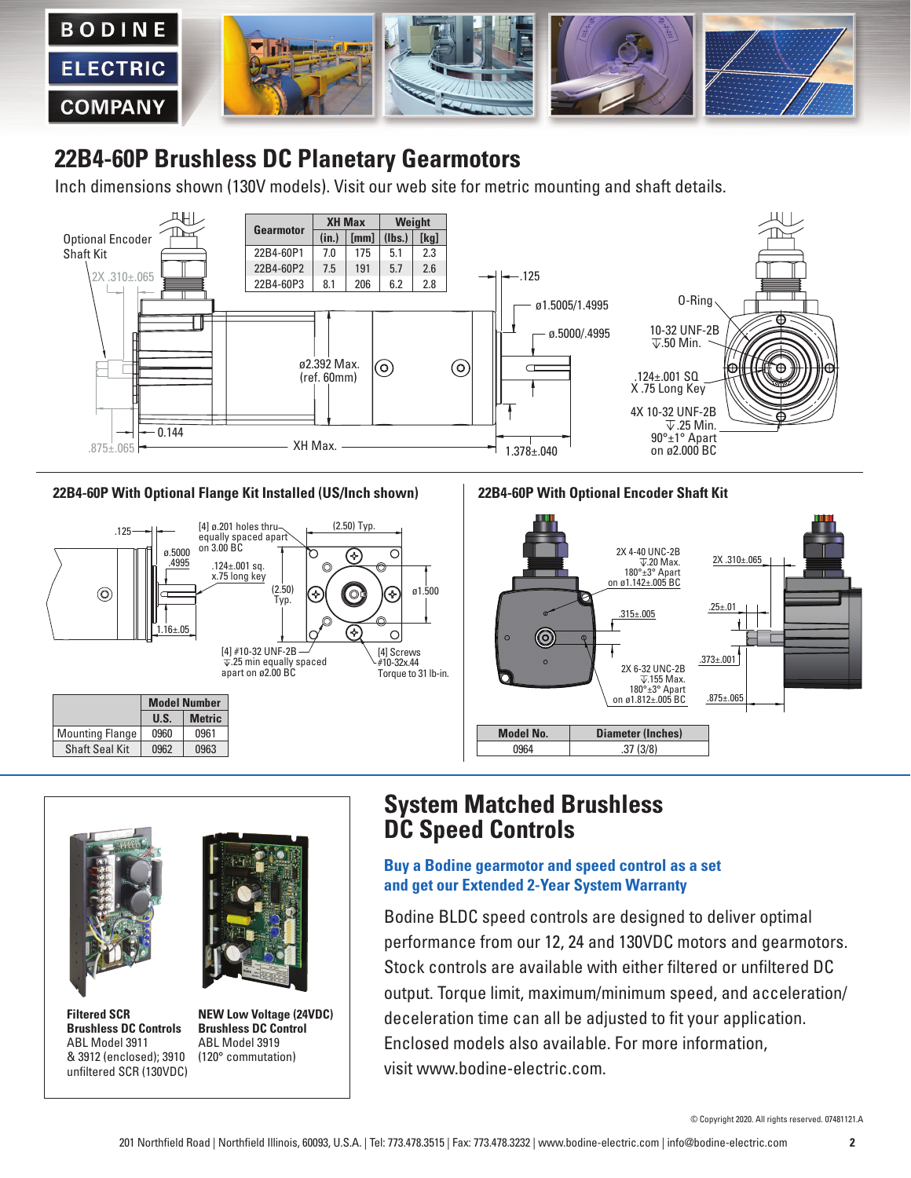# 22B4-60P Brushless DC Planetary Gearmotors

Inch dimensions shown (130V models). Visit our web site for metric mounting and shaft details.

| Gearmotor | XH Max | | Weight | |
|---|---|---|---|---|
| | (in.) | [mm] | (lbs.) | [kg] |
| 22B4-60P1 | 7.0 | 175 | 5.1 | 2.3 |
| 22B4-60P2 | 7.5 | 191 | 5.7 | 2.6 |
| 22B4-60P3 | 8.1 | 206 | 6.2 | 2.8 |

Optional Encoder Shaft Kit

2X .310±.065

ø2.392 Max. (ref. 60mm)

.125

ø1.5005/1.4995

ø.5000/.4995

O-Ring

10-32 UNF-2B ⊽.50 Min.

.124±.001 SQ X .75 Long Key

4X 10-32 UNF-2B ⊽.25 Min. 90°±1° Apart on ø2.000 BC

0.144

.875±.065

XH Max.

1.378±.040

## 22B4-60P With Optional Flange Kit Installed (US/Inch shown)

.125

ø.5000 .4995

[4] ø.201 holes thru equally spaced apart on 3.00 BC

(2.50) Typ.

.124±.001 sq. x.75 long key

(2.50) Typ.

ø1.500

1.16±.05

[4] #10-32 UNF-2B ⊽.25 min equally spaced apart on ø2.00 BC

[4] Screws #10-32x.44 Torque to 31 lb-in.

| | Model Number | |
|---|---|---|
| | U.S. | Metric |
| Mounting Flange | 0960 | 0961 |
| Shaft Seal Kit | 0962 | 0963 |

## 22B4-60P With Optional Encoder Shaft Kit

2X 4-40 UNC-2B ⊽.20 Max. 180°±3° Apart on ø1.142±.005 BC

2X .310±.065

.315±.005

.25±.01

.373±.001

2X 6-32 UNC-2B ⊽.155 Max. 180°±3° Apart on ø1.812±.005 BC

.875±.065

| Model No. | Diameter (Inches) |
|---|---|
| 0964 | .37 (3/8) |

**Filtered SCR Brushless DC Controls**
ABL Model 3911 & 3912 (enclosed); 3910 unfiltered SCR (130VDC)

**NEW Low Voltage (24VDC) Brushless DC Control**
ABL Model 3919 (120° commutation)

# System Matched Brushless DC Speed Controls

**Buy a Bodine gearmotor and speed control as a set and get our Extended 2-Year System Warranty**

Bodine BLDC speed controls are designed to deliver optimal performance from our 12, 24 and 130VDC motors and gearmotors. Stock controls are available with either filtered or unfiltered DC output. Torque limit, maximum/minimum speed, and acceleration/deceleration time can all be adjusted to fit your application. Enclosed models also available. For more information, visit www.bodine-electric.com.

© Copyright 2020. All rights reserved. 07481121.A

201 Northfield Road | Northfield Illinois, 60093, U.S.A. | Tel: 773.478.3515 | Fax: 773.478.3232 | www.bodine-electric.com | info@bodine-electric.com